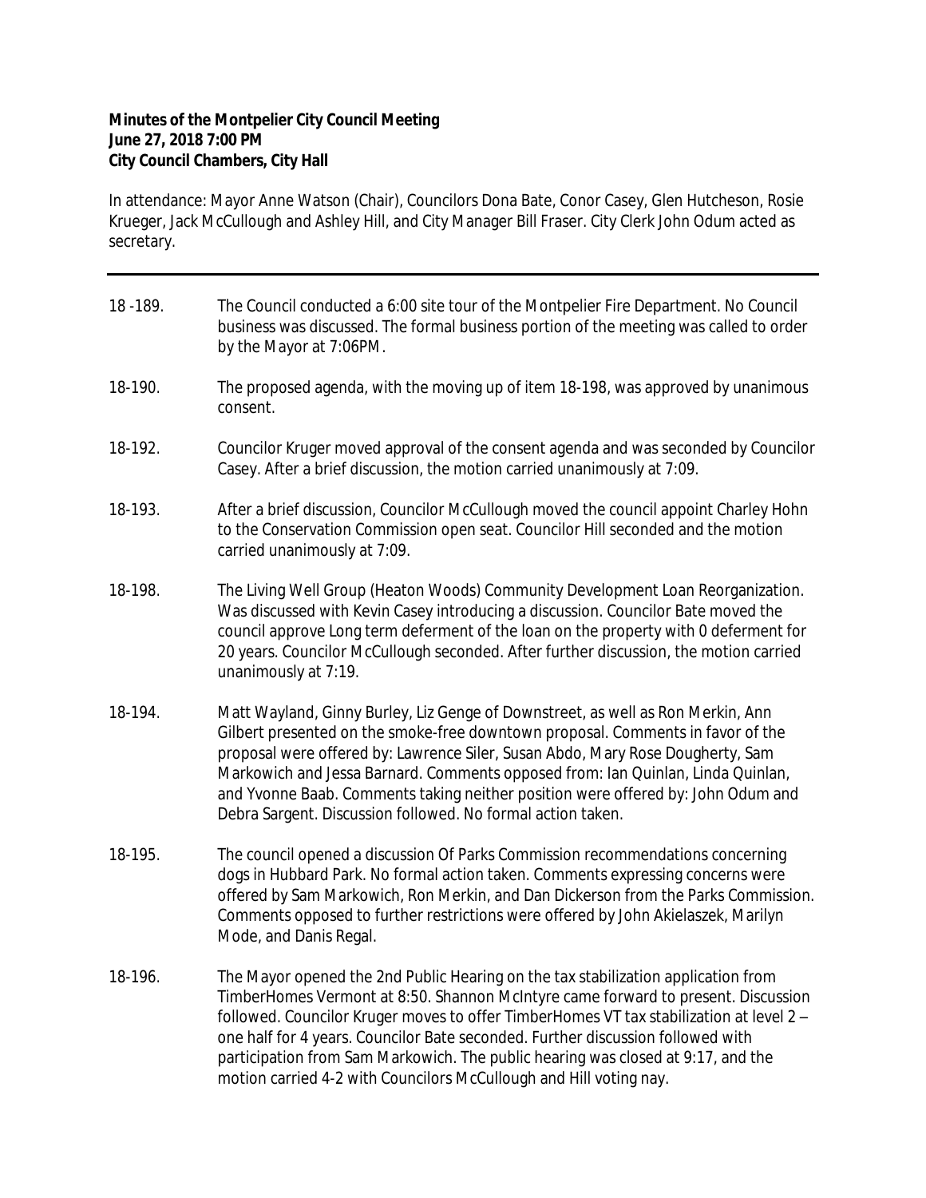**Minutes of the Montpelier City Council Meeting**
**June 27, 2018 7:00 PM**
**City Council Chambers, City Hall**

In attendance: Mayor Anne Watson (Chair), Councilors Dona Bate, Conor Casey, Glen Hutcheson, Rosie Krueger, Jack McCullough and Ashley Hill, and City Manager Bill Fraser. City Clerk John Odum acted as secretary.

---

18 -189. The Council conducted a 6:00 site tour of the Montpelier Fire Department. No Council business was discussed. The formal business portion of the meeting was called to order by the Mayor at 7:06PM.

18-190. The proposed agenda, with the moving up of item 18-198, was approved by unanimous consent.

18-192. Councilor Kruger moved approval of the consent agenda and was seconded by Councilor Casey. After a brief discussion, the motion carried unanimously at 7:09.

18-193. After a brief discussion, Councilor McCullough moved the council appoint Charley Hohn to the Conservation Commission open seat. Councilor Hill seconded and the motion carried unanimously at 7:09.

18-198. The Living Well Group (Heaton Woods) Community Development Loan Reorganization. Was discussed with Kevin Casey introducing a discussion. Councilor Bate moved the council approve Long term deferment of the loan on the property with 0 deferment for 20 years. Councilor McCullough seconded. After further discussion, the motion carried unanimously at 7:19.

18-194. Matt Wayland, Ginny Burley, Liz Genge of Downstreet, as well as Ron Merkin, Ann Gilbert presented on the smoke-free downtown proposal. Comments in favor of the proposal were offered by: Lawrence Siler, Susan Abdo, Mary Rose Dougherty, Sam Markowich and Jessa Barnard. Comments opposed from: Ian Quinlan, Linda Quinlan, and Yvonne Baab. Comments taking neither position were offered by: John Odum and Debra Sargent. Discussion followed. No formal action taken.

18-195. The council opened a discussion Of Parks Commission recommendations concerning dogs in Hubbard Park. No formal action taken. Comments expressing concerns were offered by Sam Markowich, Ron Merkin, and Dan Dickerson from the Parks Commission. Comments opposed to further restrictions were offered by John Akielaszek, Marilyn Mode, and Danis Regal.

18-196. The Mayor opened the 2nd Public Hearing on the tax stabilization application from TimberHomes Vermont at 8:50. Shannon McIntyre came forward to present. Discussion followed. Councilor Kruger moves to offer TimberHomes VT tax stabilization at level 2 – one half for 4 years. Councilor Bate seconded. Further discussion followed with participation from Sam Markowich. The public hearing was closed at 9:17, and the motion carried 4-2 with Councilors McCullough and Hill voting nay.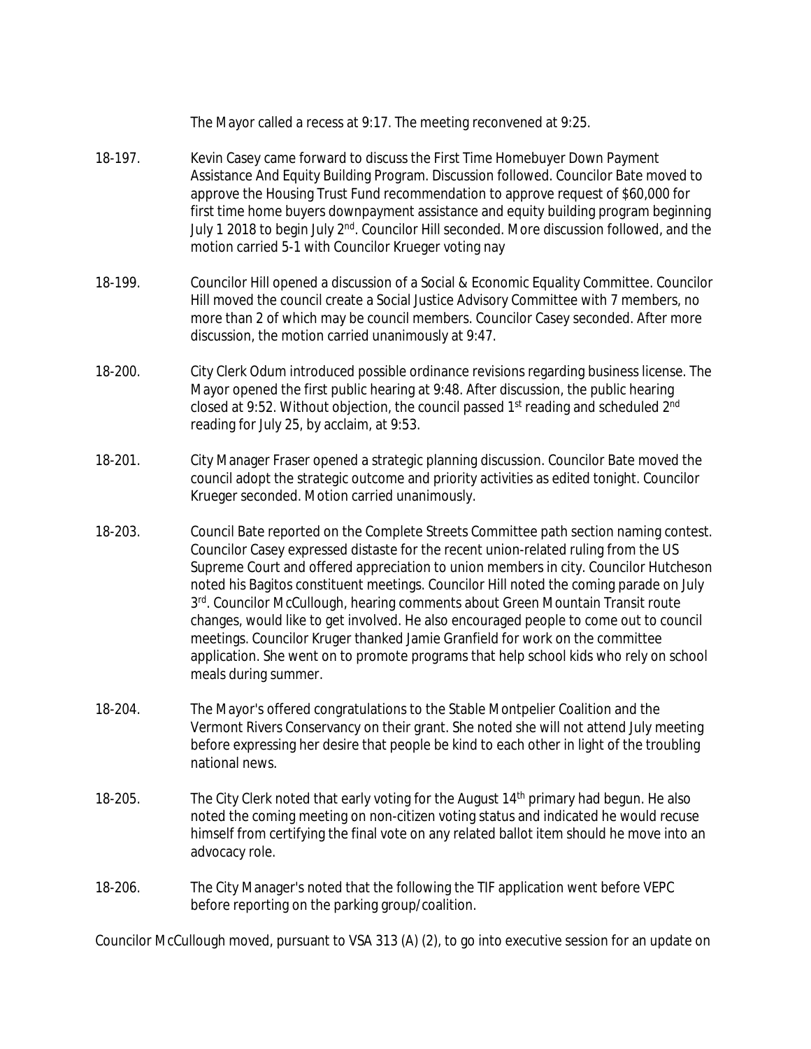The Mayor called a recess at 9:17. The meeting reconvened at 9:25.

18-197. Kevin Casey came forward to discuss the First Time Homebuyer Down Payment Assistance And Equity Building Program. Discussion followed. Councilor Bate moved to approve the Housing Trust Fund recommendation to approve request of $60,000 for first time home buyers downpayment assistance and equity building program beginning July 1 2018 to begin July 2nd. Councilor Hill seconded. More discussion followed, and the motion carried 5-1 with Councilor Krueger voting nay

18-199. Councilor Hill opened a discussion of a Social & Economic Equality Committee. Councilor Hill moved the council create a Social Justice Advisory Committee with 7 members, no more than 2 of which may be council members. Councilor Casey seconded. After more discussion, the motion carried unanimously at 9:47.

18-200. City Clerk Odum introduced possible ordinance revisions regarding business license. The Mayor opened the first public hearing at 9:48. After discussion, the public hearing closed at 9:52. Without objection, the council passed 1st reading and scheduled 2nd reading for July 25, by acclaim, at 9:53.

18-201. City Manager Fraser opened a strategic planning discussion. Councilor Bate moved the council adopt the strategic outcome and priority activities as edited tonight. Councilor Krueger seconded. Motion carried unanimously.

18-203. Council Bate reported on the Complete Streets Committee path section naming contest. Councilor Casey expressed distaste for the recent union-related ruling from the US Supreme Court and offered appreciation to union members in city. Councilor Hutcheson noted his Bagitos constituent meetings. Councilor Hill noted the coming parade on July 3rd. Councilor McCullough, hearing comments about Green Mountain Transit route changes, would like to get involved. He also encouraged people to come out to council meetings. Councilor Kruger thanked Jamie Granfield for work on the committee application. She went on to promote programs that help school kids who rely on school meals during summer.

18-204. The Mayor's offered congratulations to the Stable Montpelier Coalition and the Vermont Rivers Conservancy on their grant. She noted she will not attend July meeting before expressing her desire that people be kind to each other in light of the troubling national news.

18-205. The City Clerk noted that early voting for the August 14th primary had begun. He also noted the coming meeting on non-citizen voting status and indicated he would recuse himself from certifying the final vote on any related ballot item should he move into an advocacy role.

18-206. The City Manager's noted that the following the TIF application went before VEPC before reporting on the parking group/coalition.

Councilor McCullough moved, pursuant to VSA 313 (A) (2), to go into executive session for an update on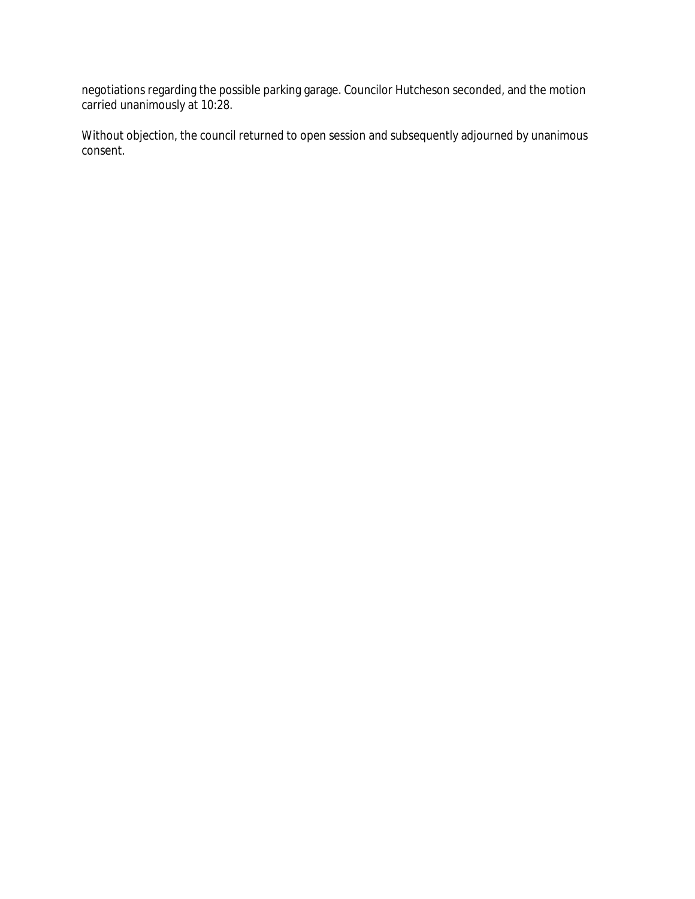negotiations regarding the possible parking garage. Councilor Hutcheson seconded, and the motion carried unanimously at 10:28.

Without objection, the council returned to open session and subsequently adjourned by unanimous consent.